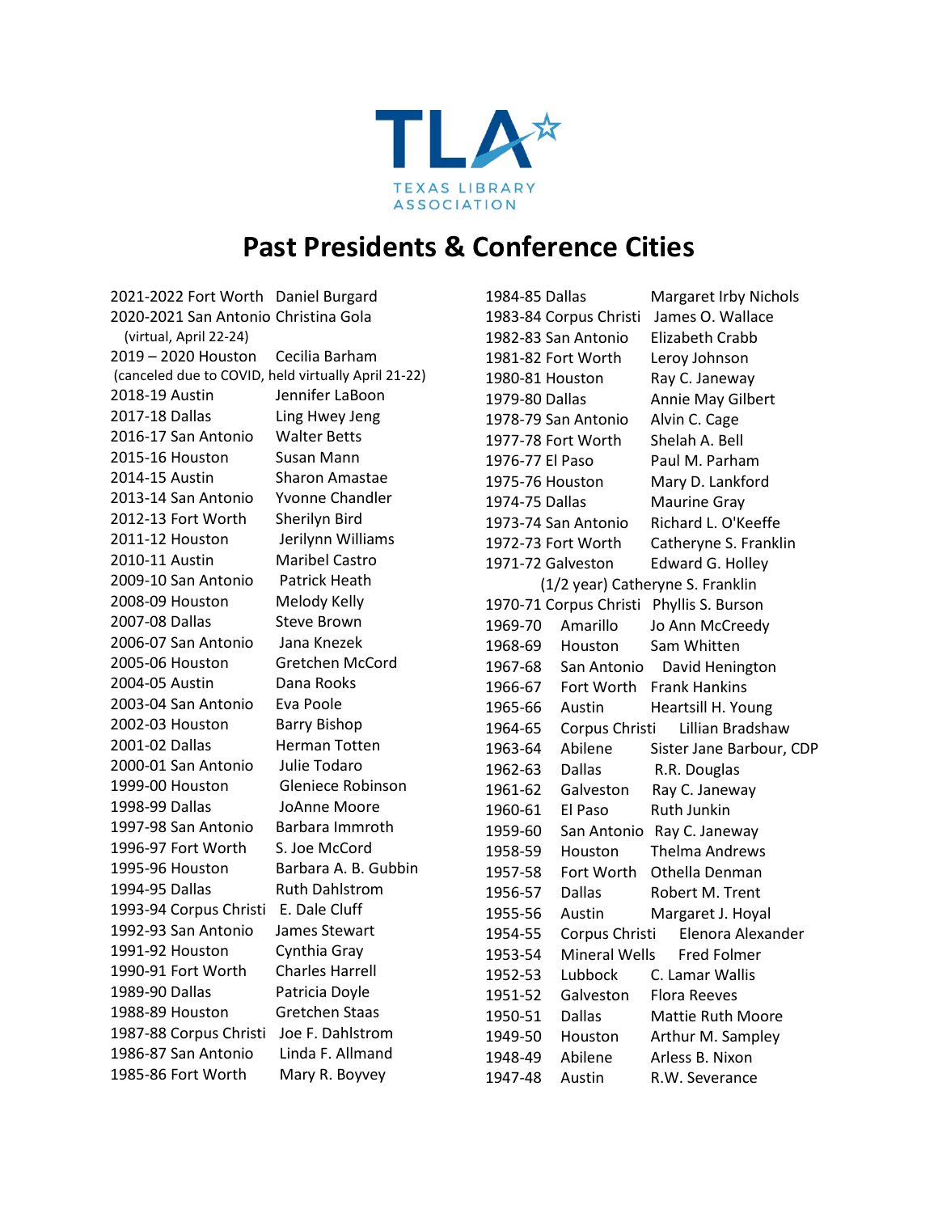TLA
TEXAS LIBRARY ASSOCIATION

# Past Presidents & Conference Cities

2021-2022 Fort Worth Daniel Burgard
2020-2021 San Antonio Christina Gola
(virtual, April 22-24)
2019 – 2020 Houston Cecilia Barham
(canceled due to COVID, held virtually April 21-22)
2018-19 Austin Jennifer LaBoon
2017-18 Dallas Ling Hwey Jeng
2016-17 San Antonio Walter Betts
2015-16 Houston Susan Mann
2014-15 Austin Sharon Amastae
2013-14 San Antonio Yvonne Chandler
2012-13 Fort Worth Sherilyn Bird
2011-12 Houston Jerilynn Williams
2010-11 Austin Maribel Castro
2009-10 San Antonio Patrick Heath
2008-09 Houston Melody Kelly
2007-08 Dallas Steve Brown
2006-07 San Antonio Jana Knezek
2005-06 Houston Gretchen McCord
2004-05 Austin Dana Rooks
2003-04 San Antonio Eva Poole
2002-03 Houston Barry Bishop
2001-02 Dallas Herman Totten
2000-01 San Antonio Julie Todaro
1999-00 Houston Gleniece Robinson
1998-99 Dallas JoAnne Moore
1997-98 San Antonio Barbara Immroth
1996-97 Fort Worth S. Joe McCord
1995-96 Houston Barbara A. B. Gubbin
1994-95 Dallas Ruth Dahlstrom
1993-94 Corpus Christi E. Dale Cluff
1992-93 San Antonio James Stewart
1991-92 Houston Cynthia Gray
1990-91 Fort Worth Charles Harrell
1989-90 Dallas Patricia Doyle
1988-89 Houston Gretchen Staas
1987-88 Corpus Christi Joe F. Dahlstrom
1986-87 San Antonio Linda F. Allmand
1985-86 Fort Worth Mary R. Boyvey
1984-85 Dallas Margaret Irby Nichols
1983-84 Corpus Christi James O. Wallace
1982-83 San Antonio Elizabeth Crabb
1981-82 Fort Worth Leroy Johnson
1980-81 Houston Ray C. Janeway
1979-80 Dallas Annie May Gilbert
1978-79 San Antonio Alvin C. Cage
1977-78 Fort Worth Shelah A. Bell
1976-77 El Paso Paul M. Parham
1975-76 Houston Mary D. Lankford
1974-75 Dallas Maurine Gray
1973-74 San Antonio Richard L. O'Keeffe
1972-73 Fort Worth Catheryne S. Franklin
1971-72 Galveston Edward G. Holley
(1/2 year) Catheryne S. Franklin
1970-71 Corpus Christi Phyllis S. Burson
1969-70 Amarillo Jo Ann McCreedy
1968-69 Houston Sam Whitten
1967-68 San Antonio David Henington
1966-67 Fort Worth Frank Hankins
1965-66 Austin Heartsill H. Young
1964-65 Corpus Christi Lillian Bradshaw
1963-64 Abilene Sister Jane Barbour, CDP
1962-63 Dallas R.R. Douglas
1961-62 Galveston Ray C. Janeway
1960-61 El Paso Ruth Junkin
1959-60 San Antonio Ray C. Janeway
1958-59 Houston Thelma Andrews
1957-58 Fort Worth Othella Denman
1956-57 Dallas Robert M. Trent
1955-56 Austin Margaret J. Hoyal
1954-55 Corpus Christi Elenora Alexander
1953-54 Mineral Wells Fred Folmer
1952-53 Lubbock C. Lamar Wallis
1951-52 Galveston Flora Reeves
1950-51 Dallas Mattie Ruth Moore
1949-50 Houston Arthur M. Sampley
1948-49 Abilene Arless B. Nixon
1947-48 Austin R.W. Severance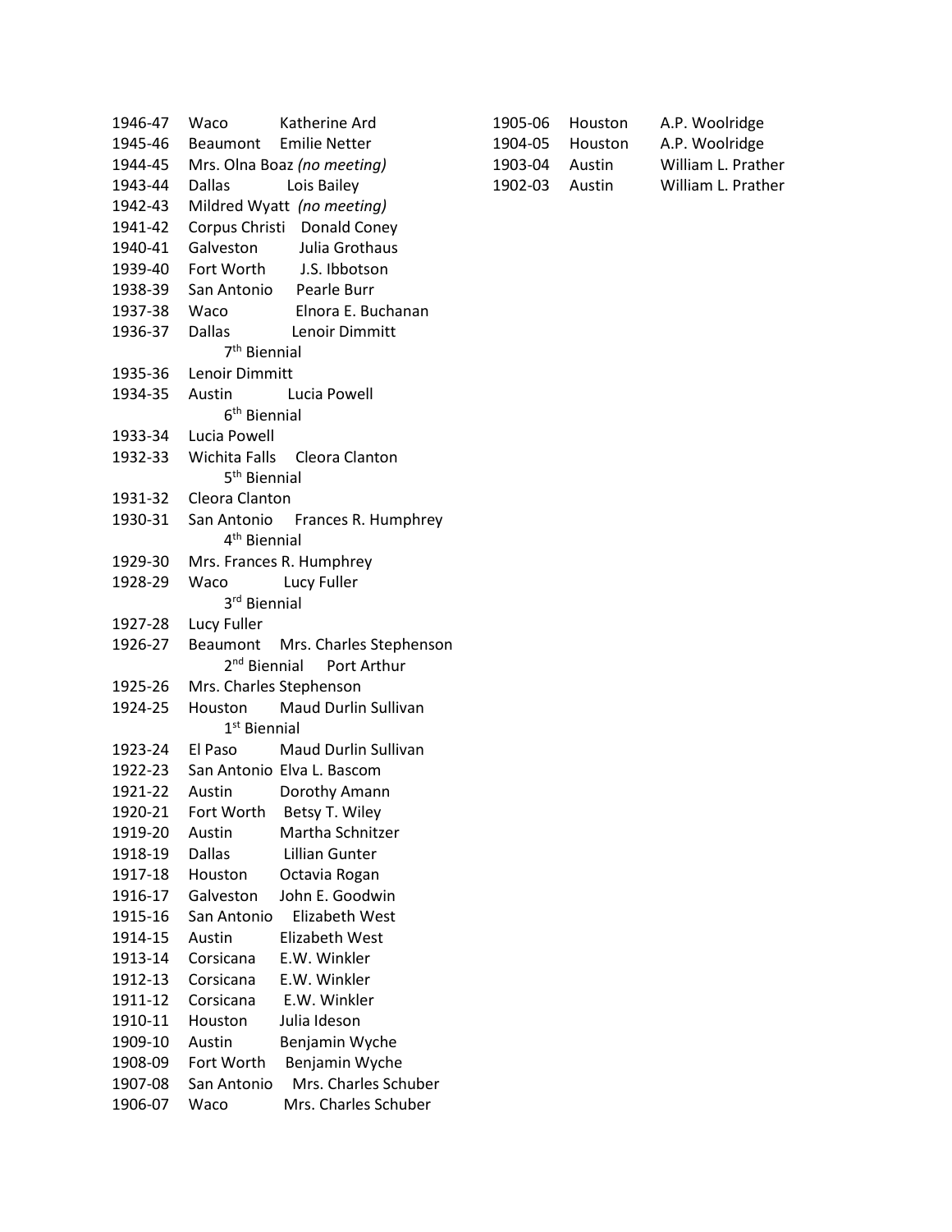| | | |
|---|---|---|
| 1946-47 | Waco | Katherine Ard |
| 1945-46 | Beaumont | Emilie Netter |
| 1944-45 | Mrs. Olna Boaz *(no meeting)* | |
| 1943-44 | Dallas | Lois Bailey |
| 1942-43 | Mildred Wyatt *(no meeting)* | |
| 1941-42 | Corpus Christi | Donald Coney |
| 1940-41 | Galveston | Julia Grothaus |
| 1939-40 | Fort Worth | J.S. Ibbotson |
| 1938-39 | San Antonio | Pearle Burr |
| 1937-38 | Waco | Elnora E. Buchanan |
| 1936-37 | Dallas | Lenoir Dimmitt |
| | 7th Biennial | |
| 1935-36 | Lenoir Dimmitt | |
| 1934-35 | Austin | Lucia Powell |
| | 6th Biennial | |
| 1933-34 | Lucia Powell | |
| 1932-33 | Wichita Falls | Cleora Clanton |
| | 5th Biennial | |
| 1931-32 | Cleora Clanton | |
| 1930-31 | San Antonio | Frances R. Humphrey |
| | 4th Biennial | |
| 1929-30 | Mrs. Frances R. Humphrey | |
| 1928-29 | Waco | Lucy Fuller |
| | 3rd Biennial | |
| 1927-28 | Lucy Fuller | |
| 1926-27 | Beaumont | Mrs. Charles Stephenson |
| | 2nd Biennial | Port Arthur |
| 1925-26 | Mrs. Charles Stephenson | |
| 1924-25 | Houston | Maud Durlin Sullivan |
| | 1st Biennial | |
| 1923-24 | El Paso | Maud Durlin Sullivan |
| 1922-23 | San Antonio | Elva L. Bascom |
| 1921-22 | Austin | Dorothy Amann |
| 1920-21 | Fort Worth | Betsy T. Wiley |
| 1919-20 | Austin | Martha Schnitzer |
| 1918-19 | Dallas | Lillian Gunter |
| 1917-18 | Houston | Octavia Rogan |
| 1916-17 | Galveston | John E. Goodwin |
| 1915-16 | San Antonio | Elizabeth West |
| 1914-15 | Austin | Elizabeth West |
| 1913-14 | Corsicana | E.W. Winkler |
| 1912-13 | Corsicana | E.W. Winkler |
| 1911-12 | Corsicana | E.W. Winkler |
| 1910-11 | Houston | Julia Ideson |
| 1909-10 | Austin | Benjamin Wyche |
| 1908-09 | Fort Worth | Benjamin Wyche |
| 1907-08 | San Antonio | Mrs. Charles Schuber |
| 1906-07 | Waco | Mrs. Charles Schuber |
| 1905-06 | Houston | A.P. Woolridge |
| 1904-05 | Houston | A.P. Woolridge |
| 1903-04 | Austin | William L. Prather |
| 1902-03 | Austin | William L. Prather |